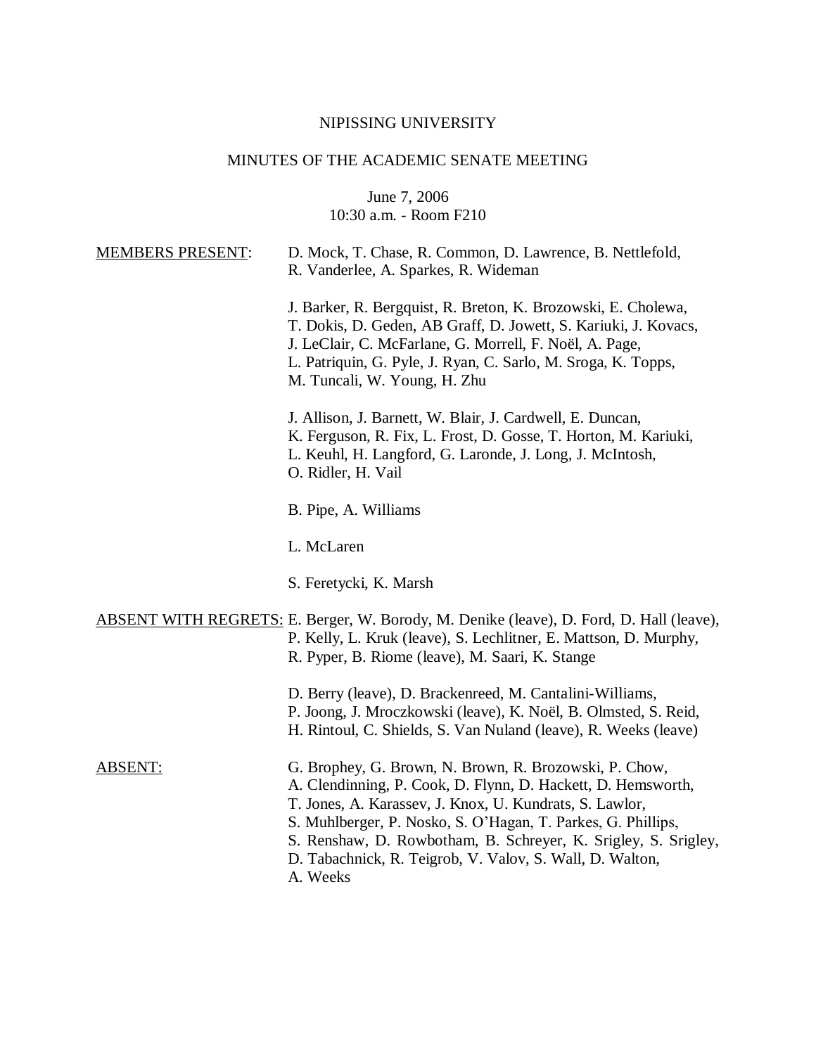NIPISSING UNIVERSITY

MINUTES OF THE ACADEMIC SENATE MEETING

June 7, 2006
10:30 a.m. - Room F210

MEMBERS PRESENT:

D. Mock, T. Chase, R. Common, D. Lawrence, B. Nettlefold, R. Vanderlee, A. Sparkes, R. Wideman

J. Barker, R. Bergquist, R. Breton, K. Brozowski, E. Cholewa, T. Dokis, D. Geden, AB Graff, D. Jowett, S. Kariuki, J. Kovacs, J. LeClair, C. McFarlane, G. Morrell, F. Noël, A. Page, L. Patriquin, G. Pyle, J. Ryan, C. Sarlo, M. Sroga, K. Topps, M. Tuncali, W. Young, H. Zhu

J. Allison, J. Barnett, W. Blair, J. Cardwell, E. Duncan, K. Ferguson, R. Fix, L. Frost, D. Gosse, T. Horton, M. Kariuki, L. Keuhl, H. Langford, G. Laronde, J. Long, J. McIntosh, O. Ridler, H. Vail

B. Pipe, A. Williams

L. McLaren

S. Feretycki, K. Marsh

ABSENT WITH REGRETS:

E. Berger, W. Borody, M. Denike (leave), D. Ford, D. Hall (leave), P. Kelly, L. Kruk (leave), S. Lechlitner, E. Mattson, D. Murphy, R. Pyper, B. Riome (leave), M. Saari, K. Stange

D. Berry (leave), D. Brackenreed, M. Cantalini-Williams, P. Joong, J. Mroczkowski (leave), K. Noël, B. Olmsted, S. Reid, H. Rintoul, C. Shields, S. Van Nuland (leave), R. Weeks (leave)

ABSENT:

G. Brophey, G. Brown, N. Brown, R. Brozowski, P. Chow, A. Clendinning, P. Cook, D. Flynn, D. Hackett, D. Hemsworth, T. Jones, A. Karassev, J. Knox, U. Kundrats, S. Lawlor, S. Muhlberger, P. Nosko, S. O'Hagan, T. Parkes, G. Phillips, S. Renshaw, D. Rowbotham, B. Schreyer, K. Srigley, S. Srigley, D. Tabachnick, R. Teigrob, V. Valov, S. Wall, D. Walton, A. Weeks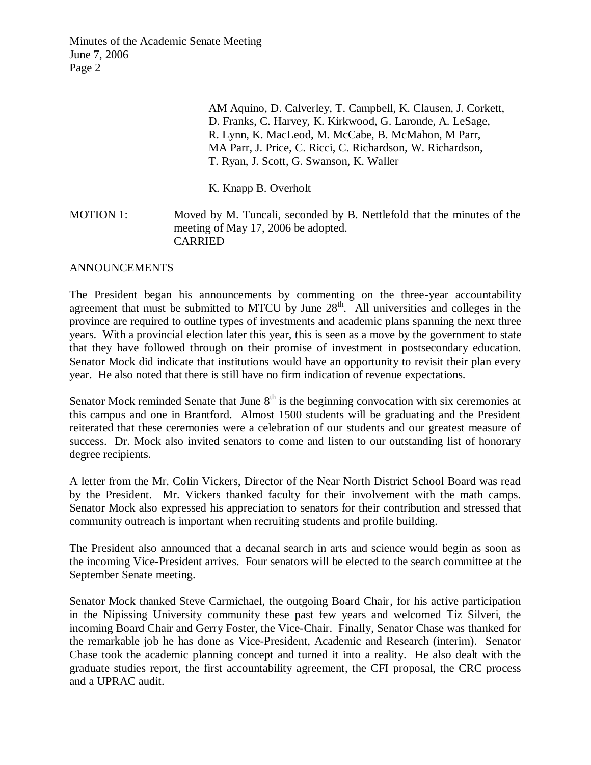AM Aquino, D. Calverley, T. Campbell, K. Clausen, J. Corkett, D. Franks, C. Harvey, K. Kirkwood, G. Laronde, A. LeSage, R. Lynn, K. MacLeod, M. McCabe, B. McMahon, M Parr, MA Parr, J. Price, C. Ricci, C. Richardson, W. Richardson, T. Ryan, J. Scott, G. Swanson, K. Waller

K. Knapp B. Overholt

MOTION 1: Moved by M. Tuncali, seconded by B. Nettlefold that the minutes of the meeting of May 17, 2006 be adopted.
CARRIED

ANNOUNCEMENTS

The President began his announcements by commenting on the three-year accountability agreement that must be submitted to MTCU by June 28th. All universities and colleges in the province are required to outline types of investments and academic plans spanning the next three years. With a provincial election later this year, this is seen as a move by the government to state that they have followed through on their promise of investment in postsecondary education. Senator Mock did indicate that institutions would have an opportunity to revisit their plan every year. He also noted that there is still have no firm indication of revenue expectations.

Senator Mock reminded Senate that June 8th is the beginning convocation with six ceremonies at this campus and one in Brantford. Almost 1500 students will be graduating and the President reiterated that these ceremonies were a celebration of our students and our greatest measure of success. Dr. Mock also invited senators to come and listen to our outstanding list of honorary degree recipients.

A letter from the Mr. Colin Vickers, Director of the Near North District School Board was read by the President. Mr. Vickers thanked faculty for their involvement with the math camps. Senator Mock also expressed his appreciation to senators for their contribution and stressed that community outreach is important when recruiting students and profile building.

The President also announced that a decanal search in arts and science would begin as soon as the incoming Vice-President arrives. Four senators will be elected to the search committee at the September Senate meeting.

Senator Mock thanked Steve Carmichael, the outgoing Board Chair, for his active participation in the Nipissing University community these past few years and welcomed Tiz Silveri, the incoming Board Chair and Gerry Foster, the Vice-Chair. Finally, Senator Chase was thanked for the remarkable job he has done as Vice-President, Academic and Research (interim). Senator Chase took the academic planning concept and turned it into a reality. He also dealt with the graduate studies report, the first accountability agreement, the CFI proposal, the CRC process and a UPRAC audit.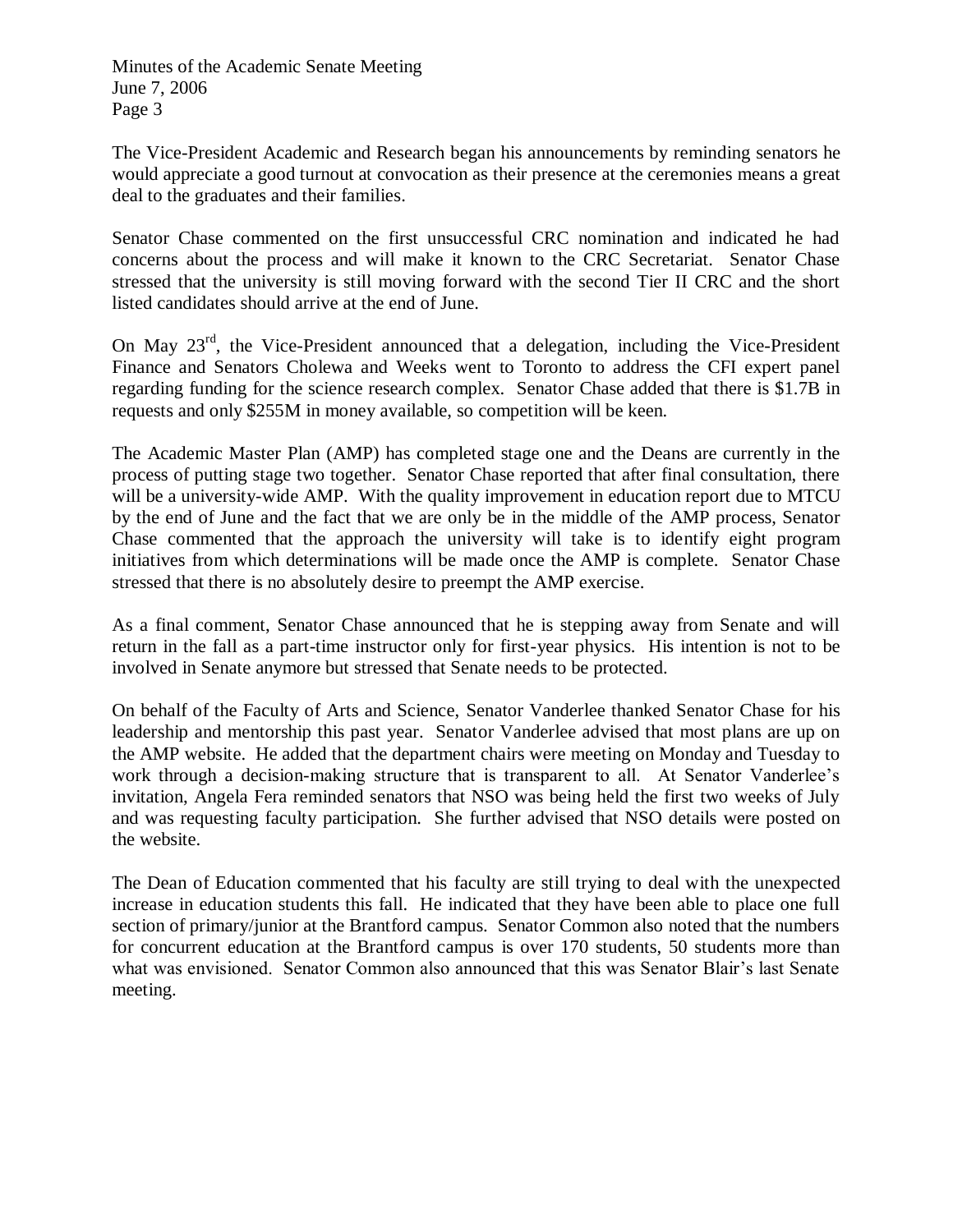The Vice-President Academic and Research began his announcements by reminding senators he would appreciate a good turnout at convocation as their presence at the ceremonies means a great deal to the graduates and their families.

Senator Chase commented on the first unsuccessful CRC nomination and indicated he had concerns about the process and will make it known to the CRC Secretariat. Senator Chase stressed that the university is still moving forward with the second Tier II CRC and the short listed candidates should arrive at the end of June.

On May 23rd, the Vice-President announced that a delegation, including the Vice-President Finance and Senators Cholewa and Weeks went to Toronto to address the CFI expert panel regarding funding for the science research complex. Senator Chase added that there is $1.7B in requests and only $255M in money available, so competition will be keen.

The Academic Master Plan (AMP) has completed stage one and the Deans are currently in the process of putting stage two together. Senator Chase reported that after final consultation, there will be a university-wide AMP. With the quality improvement in education report due to MTCU by the end of June and the fact that we are only be in the middle of the AMP process, Senator Chase commented that the approach the university will take is to identify eight program initiatives from which determinations will be made once the AMP is complete. Senator Chase stressed that there is no absolutely desire to preempt the AMP exercise.

As a final comment, Senator Chase announced that he is stepping away from Senate and will return in the fall as a part-time instructor only for first-year physics. His intention is not to be involved in Senate anymore but stressed that Senate needs to be protected.

On behalf of the Faculty of Arts and Science, Senator Vanderlee thanked Senator Chase for his leadership and mentorship this past year. Senator Vanderlee advised that most plans are up on the AMP website. He added that the department chairs were meeting on Monday and Tuesday to work through a decision-making structure that is transparent to all. At Senator Vanderlee's invitation, Angela Fera reminded senators that NSO was being held the first two weeks of July and was requesting faculty participation. She further advised that NSO details were posted on the website.

The Dean of Education commented that his faculty are still trying to deal with the unexpected increase in education students this fall. He indicated that they have been able to place one full section of primary/junior at the Brantford campus. Senator Common also noted that the numbers for concurrent education at the Brantford campus is over 170 students, 50 students more than what was envisioned. Senator Common also announced that this was Senator Blair's last Senate meeting.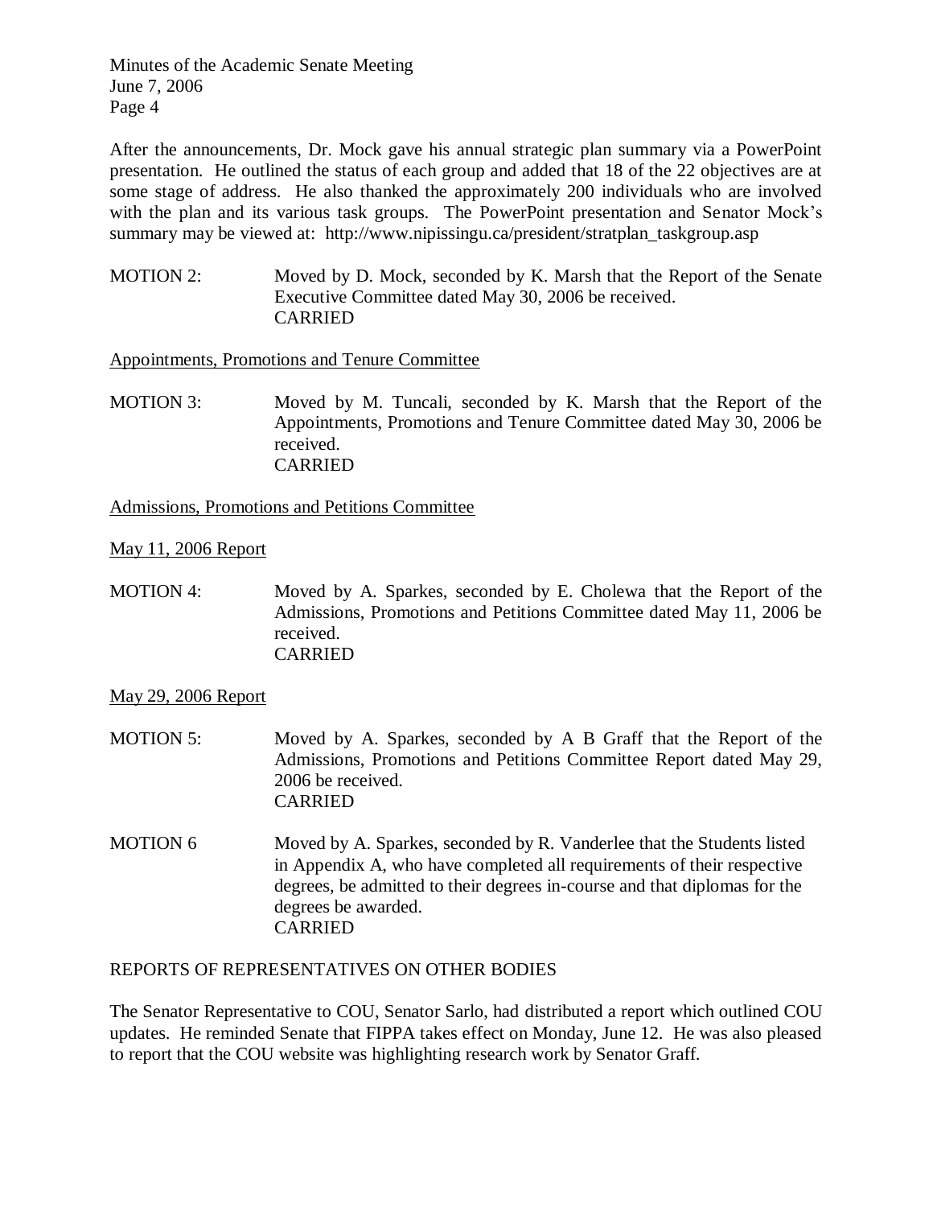After the announcements, Dr. Mock gave his annual strategic plan summary via a PowerPoint presentation. He outlined the status of each group and added that 18 of the 22 objectives are at some stage of address. He also thanked the approximately 200 individuals who are involved with the plan and its various task groups. The PowerPoint presentation and Senator Mock's summary may be viewed at: http://www.nipissingu.ca/president/stratplan_taskgroup.asp

MOTION 2: Moved by D. Mock, seconded by K. Marsh that the Report of the Senate Executive Committee dated May 30, 2006 be received.
CARRIED

Appointments, Promotions and Tenure Committee

MOTION 3: Moved by M. Tuncali, seconded by K. Marsh that the Report of the Appointments, Promotions and Tenure Committee dated May 30, 2006 be received.
CARRIED

Admissions, Promotions and Petitions Committee

May 11, 2006 Report

MOTION 4: Moved by A. Sparkes, seconded by E. Cholewa that the Report of the Admissions, Promotions and Petitions Committee dated May 11, 2006 be received.
CARRIED

May 29, 2006 Report

MOTION 5: Moved by A. Sparkes, seconded by A B Graff that the Report of the Admissions, Promotions and Petitions Committee Report dated May 29, 2006 be received.
CARRIED

MOTION 6 Moved by A. Sparkes, seconded by R. Vanderlee that the Students listed in Appendix A, who have completed all requirements of their respective degrees, be admitted to their degrees in-course and that diplomas for the degrees be awarded.
CARRIED

REPORTS OF REPRESENTATIVES ON OTHER BODIES

The Senator Representative to COU, Senator Sarlo, had distributed a report which outlined COU updates. He reminded Senate that FIPPA takes effect on Monday, June 12. He was also pleased to report that the COU website was highlighting research work by Senator Graff.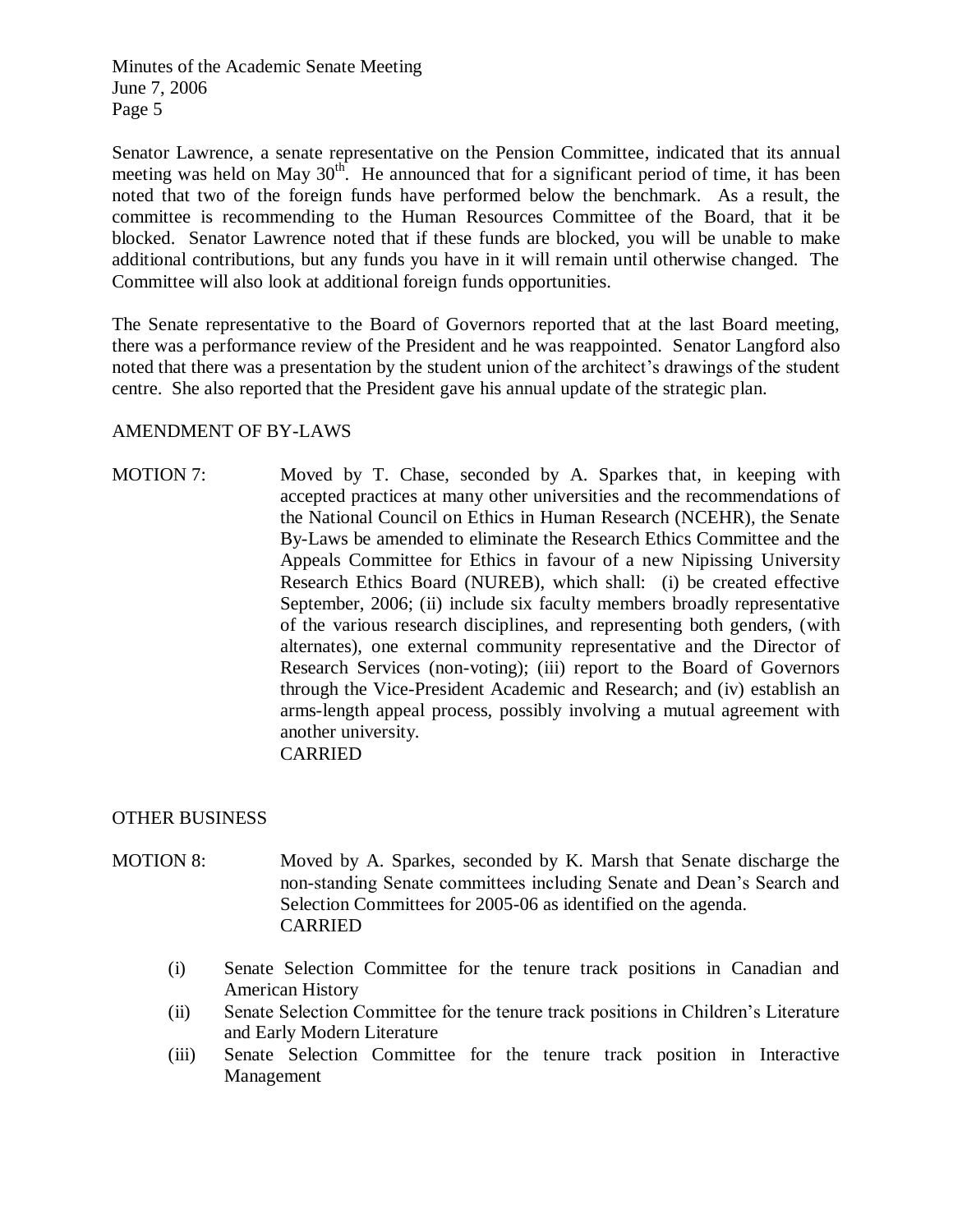Senator Lawrence, a senate representative on the Pension Committee, indicated that its annual meeting was held on May 30th. He announced that for a significant period of time, it has been noted that two of the foreign funds have performed below the benchmark. As a result, the committee is recommending to the Human Resources Committee of the Board, that it be blocked. Senator Lawrence noted that if these funds are blocked, you will be unable to make additional contributions, but any funds you have in it will remain until otherwise changed. The Committee will also look at additional foreign funds opportunities.

The Senate representative to the Board of Governors reported that at the last Board meeting, there was a performance review of the President and he was reappointed. Senator Langford also noted that there was a presentation by the student union of the architect's drawings of the student centre. She also reported that the President gave his annual update of the strategic plan.

## AMENDMENT OF BY-LAWS

MOTION 7: Moved by T. Chase, seconded by A. Sparkes that, in keeping with accepted practices at many other universities and the recommendations of the National Council on Ethics in Human Research (NCEHR), the Senate By-Laws be amended to eliminate the Research Ethics Committee and the Appeals Committee for Ethics in favour of a new Nipissing University Research Ethics Board (NUREB), which shall: (i) be created effective September, 2006; (ii) include six faculty members broadly representative of the various research disciplines, and representing both genders, (with alternates), one external community representative and the Director of Research Services (non-voting); (iii) report to the Board of Governors through the Vice-President Academic and Research; and (iv) establish an arms-length appeal process, possibly involving a mutual agreement with another university.
CARRIED

## OTHER BUSINESS

MOTION 8: Moved by A. Sparkes, seconded by K. Marsh that Senate discharge the non-standing Senate committees including Senate and Dean's Search and Selection Committees for 2005-06 as identified on the agenda.
CARRIED

(i) Senate Selection Committee for the tenure track positions in Canadian and American History
(ii) Senate Selection Committee for the tenure track positions in Children's Literature and Early Modern Literature
(iii) Senate Selection Committee for the tenure track position in Interactive Management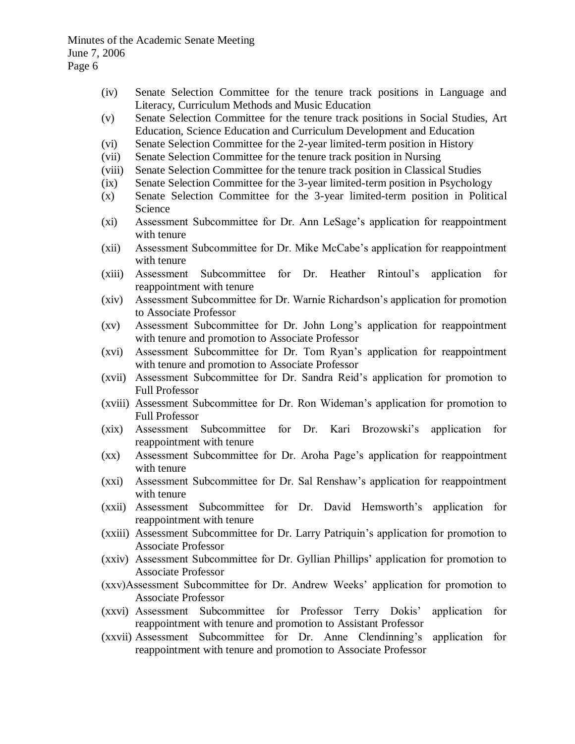(iv) Senate Selection Committee for the tenure track positions in Language and Literacy, Curriculum Methods and Music Education

(v) Senate Selection Committee for the tenure track positions in Social Studies, Art Education, Science Education and Curriculum Development and Education

(vi) Senate Selection Committee for the 2-year limited-term position in History

(vii) Senate Selection Committee for the tenure track position in Nursing

(viii) Senate Selection Committee for the tenure track position in Classical Studies

(ix) Senate Selection Committee for the 3-year limited-term position in Psychology

(x) Senate Selection Committee for the 3-year limited-term position in Political Science

(xi) Assessment Subcommittee for Dr. Ann LeSage's application for reappointment with tenure

(xii) Assessment Subcommittee for Dr. Mike McCabe's application for reappointment with tenure

(xiii) Assessment Subcommittee for Dr. Heather Rintoul's application for reappointment with tenure

(xiv) Assessment Subcommittee for Dr. Warnie Richardson's application for promotion to Associate Professor

(xv) Assessment Subcommittee for Dr. John Long's application for reappointment with tenure and promotion to Associate Professor

(xvi) Assessment Subcommittee for Dr. Tom Ryan's application for reappointment with tenure and promotion to Associate Professor

(xvii) Assessment Subcommittee for Dr. Sandra Reid's application for promotion to Full Professor

(xviii) Assessment Subcommittee for Dr. Ron Wideman's application for promotion to Full Professor

(xix) Assessment Subcommittee for Dr. Kari Brozowski's application for reappointment with tenure

(xx) Assessment Subcommittee for Dr. Aroha Page's application for reappointment with tenure

(xxi) Assessment Subcommittee for Dr. Sal Renshaw's application for reappointment with tenure

(xxii) Assessment Subcommittee for Dr. David Hemsworth's application for reappointment with tenure

(xxiii) Assessment Subcommittee for Dr. Larry Patriquin's application for promotion to Associate Professor

(xxiv) Assessment Subcommittee for Dr. Gyllian Phillips' application for promotion to Associate Professor

(xxv) Assessment Subcommittee for Dr. Andrew Weeks' application for promotion to Associate Professor

(xxvi) Assessment Subcommittee for Professor Terry Dokis' application for reappointment with tenure and promotion to Assistant Professor

(xxvii) Assessment Subcommittee for Dr. Anne Clendinning's application for reappointment with tenure and promotion to Associate Professor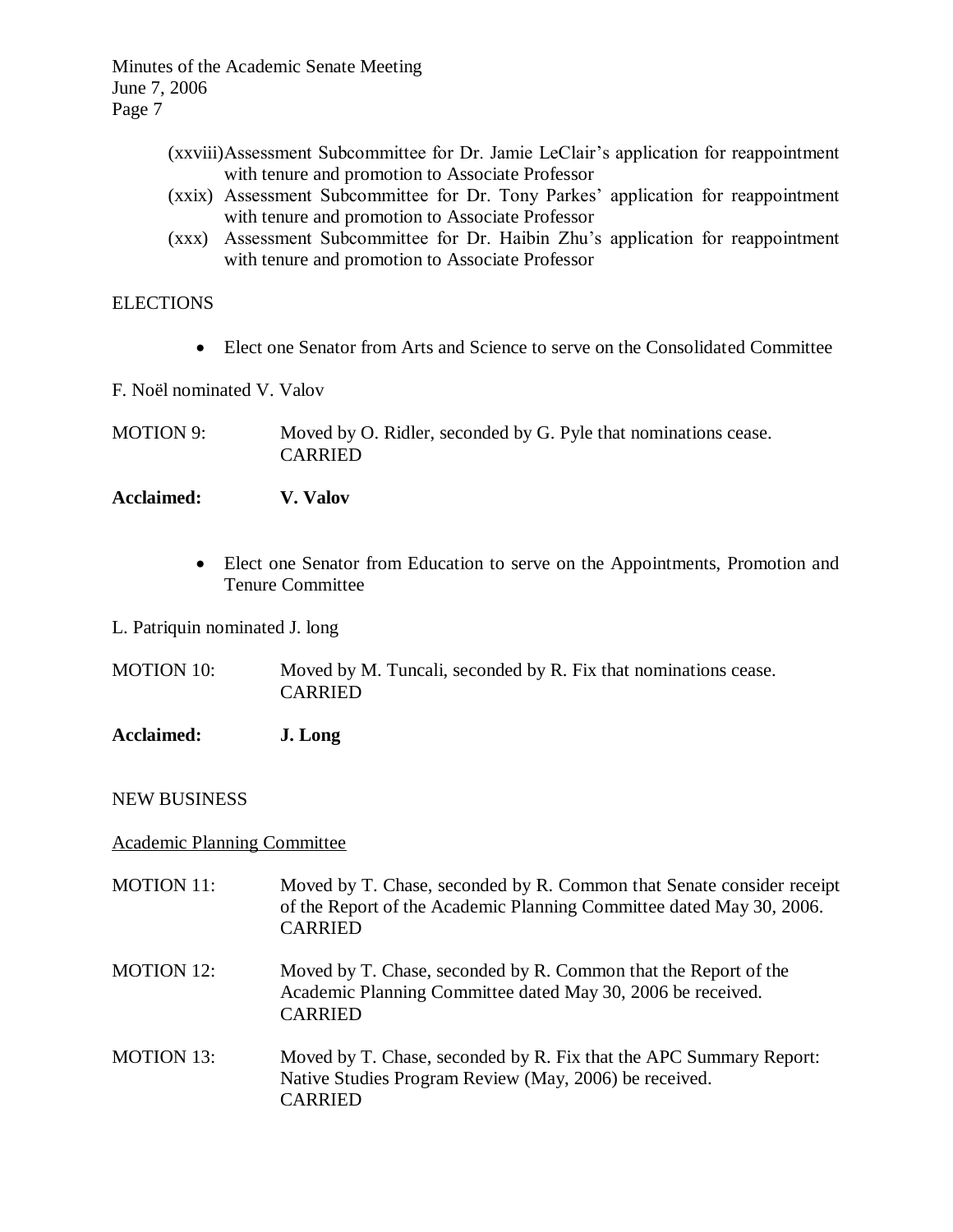(xxviii) Assessment Subcommittee for Dr. Jamie LeClair's application for reappointment with tenure and promotion to Associate Professor

(xxix) Assessment Subcommittee for Dr. Tony Parkes' application for reappointment with tenure and promotion to Associate Professor

(xxx) Assessment Subcommittee for Dr. Haibin Zhu's application for reappointment with tenure and promotion to Associate Professor

ELECTIONS

- Elect one Senator from Arts and Science to serve on the Consolidated Committee

F. Noël nominated V. Valov

MOTION 9: Moved by O. Ridler, seconded by G. Pyle that nominations cease. CARRIED

**Acclaimed: V. Valov**

- Elect one Senator from Education to serve on the Appointments, Promotion and Tenure Committee

L. Patriquin nominated J. long

MOTION 10: Moved by M. Tuncali, seconded by R. Fix that nominations cease. CARRIED

**Acclaimed: J. Long**

NEW BUSINESS

Academic Planning Committee

MOTION 11: Moved by T. Chase, seconded by R. Common that Senate consider receipt of the Report of the Academic Planning Committee dated May 30, 2006. CARRIED

MOTION 12: Moved by T. Chase, seconded by R. Common that the Report of the Academic Planning Committee dated May 30, 2006 be received. CARRIED

MOTION 13: Moved by T. Chase, seconded by R. Fix that the APC Summary Report: Native Studies Program Review (May, 2006) be received. CARRIED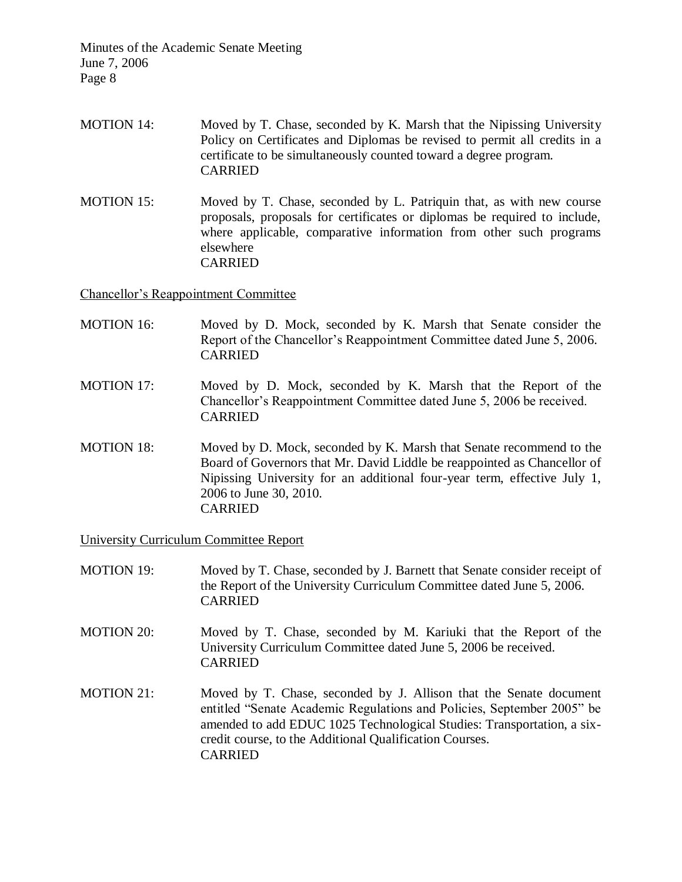MOTION 14: Moved by T. Chase, seconded by K. Marsh that the Nipissing University Policy on Certificates and Diplomas be revised to permit all credits in a certificate to be simultaneously counted toward a degree program.
CARRIED

MOTION 15: Moved by T. Chase, seconded by L. Patriquin that, as with new course proposals, proposals for certificates or diplomas be required to include, where applicable, comparative information from other such programs elsewhere
CARRIED

<u>Chancellor's Reappointment Committee</u>

MOTION 16: Moved by D. Mock, seconded by K. Marsh that Senate consider the Report of the Chancellor's Reappointment Committee dated June 5, 2006.
CARRIED

MOTION 17: Moved by D. Mock, seconded by K. Marsh that the Report of the Chancellor's Reappointment Committee dated June 5, 2006 be received.
CARRIED

MOTION 18: Moved by D. Mock, seconded by K. Marsh that Senate recommend to the Board of Governors that Mr. David Liddle be reappointed as Chancellor of Nipissing University for an additional four-year term, effective July 1, 2006 to June 30, 2010.
CARRIED

<u>University Curriculum Committee Report</u>

MOTION 19: Moved by T. Chase, seconded by J. Barnett that Senate consider receipt of the Report of the University Curriculum Committee dated June 5, 2006.
CARRIED

MOTION 20: Moved by T. Chase, seconded by M. Kariuki that the Report of the University Curriculum Committee dated June 5, 2006 be received.
CARRIED

MOTION 21: Moved by T. Chase, seconded by J. Allison that the Senate document entitled "Senate Academic Regulations and Policies, September 2005" be amended to add EDUC 1025 Technological Studies: Transportation, a six-credit course, to the Additional Qualification Courses.
CARRIED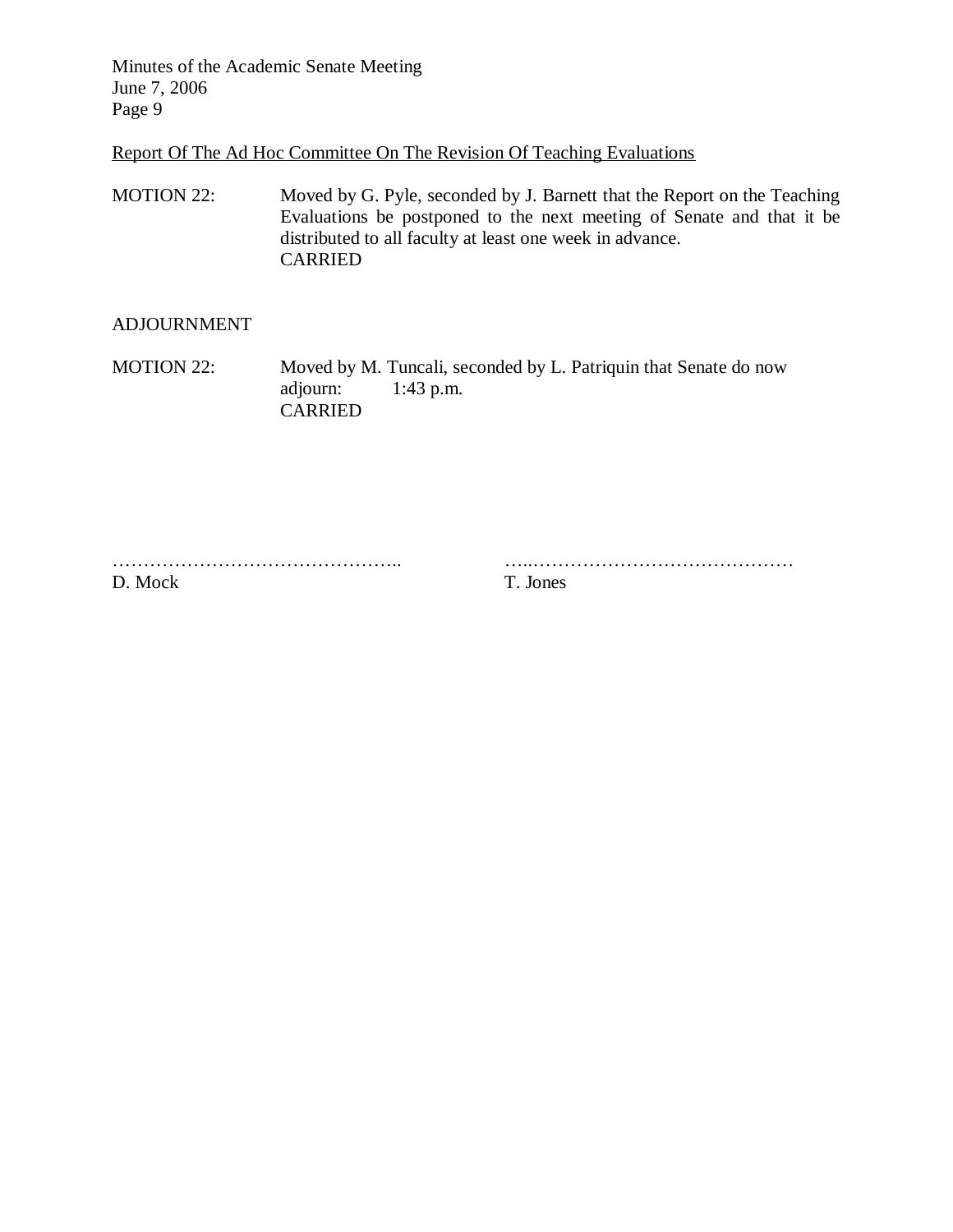Report Of The Ad Hoc Committee On The Revision Of Teaching Evaluations

MOTION 22: Moved by G. Pyle, seconded by J. Barnett that the Report on the Teaching Evaluations be postponed to the next meeting of Senate and that it be distributed to all faculty at least one week in advance.
CARRIED

ADJOURNMENT

MOTION 22: Moved by M. Tuncali, seconded by L. Patriquin that Senate do now adjourn: 1:43 p.m.
CARRIED

……………………………………….. ……………………………………….

D. Mock T. Jones